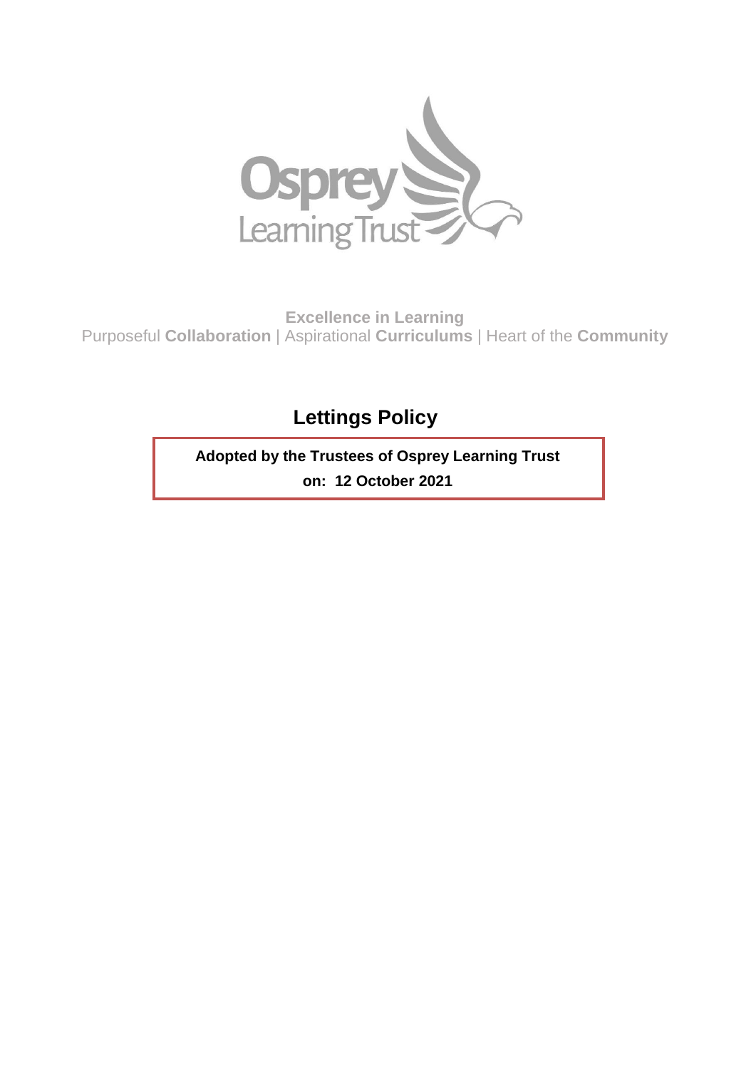Osprey Learning Trust

**Excellence in Learning**

Purposeful **Collaboration** | Aspirational **Curriculums** | Heart of the **Community**

# Lettings Policy

**Adopted by the Trustees of Osprey Learning Trust**

**on: 12 October 2021**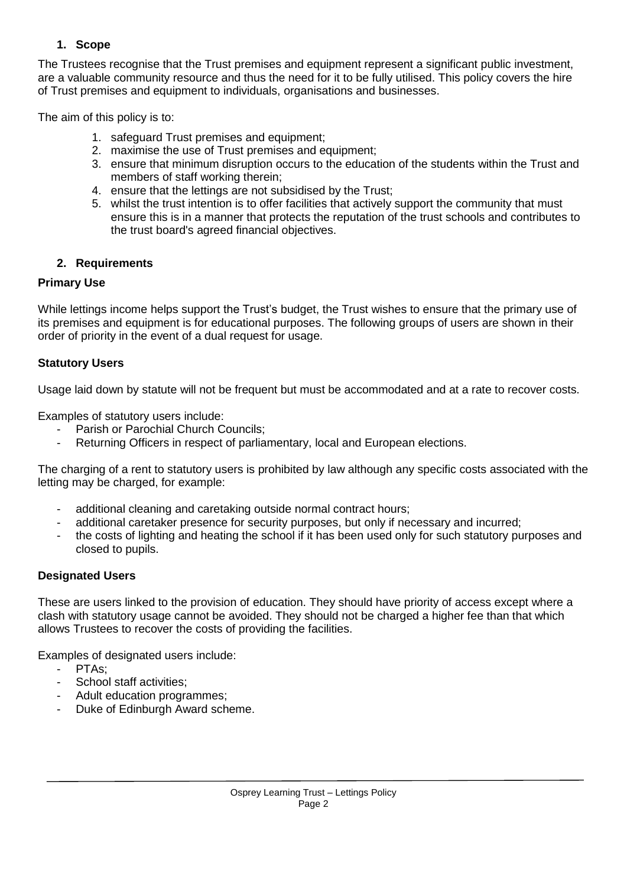## 1. Scope

The Trustees recognise that the Trust premises and equipment represent a significant public investment, are a valuable community resource and thus the need for it to be fully utilised. This policy covers the hire of Trust premises and equipment to individuals, organisations and businesses.

The aim of this policy is to:

1. safeguard Trust premises and equipment;
2. maximise the use of Trust premises and equipment;
3. ensure that minimum disruption occurs to the education of the students within the Trust and members of staff working therein;
4. ensure that the lettings are not subsidised by the Trust;
5. whilst the trust intention is to offer facilities that actively support the community that must ensure this is in a manner that protects the reputation of the trust schools and contributes to the trust board's agreed financial objectives.

## 2. Requirements

### Primary Use

While lettings income helps support the Trust's budget, the Trust wishes to ensure that the primary use of its premises and equipment is for educational purposes. The following groups of users are shown in their order of priority in the event of a dual request for usage.

### Statutory Users

Usage laid down by statute will not be frequent but must be accommodated and at a rate to recover costs.

Examples of statutory users include:

- Parish or Parochial Church Councils;
- Returning Officers in respect of parliamentary, local and European elections.

The charging of a rent to statutory users is prohibited by law although any specific costs associated with the letting may be charged, for example:

- additional cleaning and caretaking outside normal contract hours;
- additional caretaker presence for security purposes, but only if necessary and incurred;
- the costs of lighting and heating the school if it has been used only for such statutory purposes and closed to pupils.

### Designated Users

These are users linked to the provision of education. They should have priority of access except where a clash with statutory usage cannot be avoided. They should not be charged a higher fee than that which allows Trustees to recover the costs of providing the facilities.

Examples of designated users include:

- PTAs;
- School staff activities;
- Adult education programmes;
- Duke of Edinburgh Award scheme.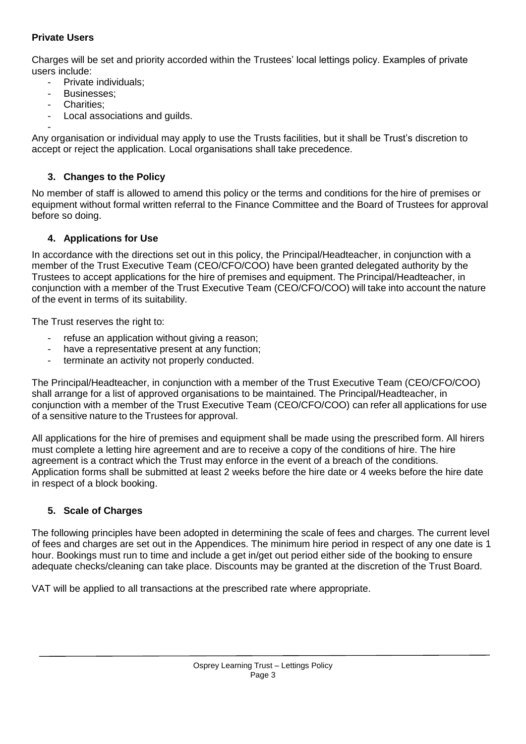**Private Users**

Charges will be set and priority accorded within the Trustees' local lettings policy. Examples of private users include:

- Private individuals;
- Businesses;
- Charities;
- Local associations and guilds.
-

Any organisation or individual may apply to use the Trusts facilities, but it shall be Trust's discretion to accept or reject the application. Local organisations shall take precedence.

## 3. Changes to the Policy

No member of staff is allowed to amend this policy or the terms and conditions for the hire of premises or equipment without formal written referral to the Finance Committee and the Board of Trustees for approval before so doing.

## 4. Applications for Use

In accordance with the directions set out in this policy, the Principal/Headteacher, in conjunction with a member of the Trust Executive Team (CEO/CFO/COO) have been granted delegated authority by the Trustees to accept applications for the hire of premises and equipment. The Principal/Headteacher, in conjunction with a member of the Trust Executive Team (CEO/CFO/COO) will take into account the nature of the event in terms of its suitability.

The Trust reserves the right to:

- refuse an application without giving a reason;
- have a representative present at any function;
- terminate an activity not properly conducted.

The Principal/Headteacher, in conjunction with a member of the Trust Executive Team (CEO/CFO/COO) shall arrange for a list of approved organisations to be maintained. The Principal/Headteacher, in conjunction with a member of the Trust Executive Team (CEO/CFO/COO) can refer all applications for use of a sensitive nature to the Trustees for approval.

All applications for the hire of premises and equipment shall be made using the prescribed form. All hirers must complete a letting hire agreement and are to receive a copy of the conditions of hire. The hire agreement is a contract which the Trust may enforce in the event of a breach of the conditions. Application forms shall be submitted at least 2 weeks before the hire date or 4 weeks before the hire date in respect of a block booking.

## 5. Scale of Charges

The following principles have been adopted in determining the scale of fees and charges. The current level of fees and charges are set out in the Appendices. The minimum hire period in respect of any one date is 1 hour. Bookings must run to time and include a get in/get out period either side of the booking to ensure adequate checks/cleaning can take place. Discounts may be granted at the discretion of the Trust Board.

VAT will be applied to all transactions at the prescribed rate where appropriate.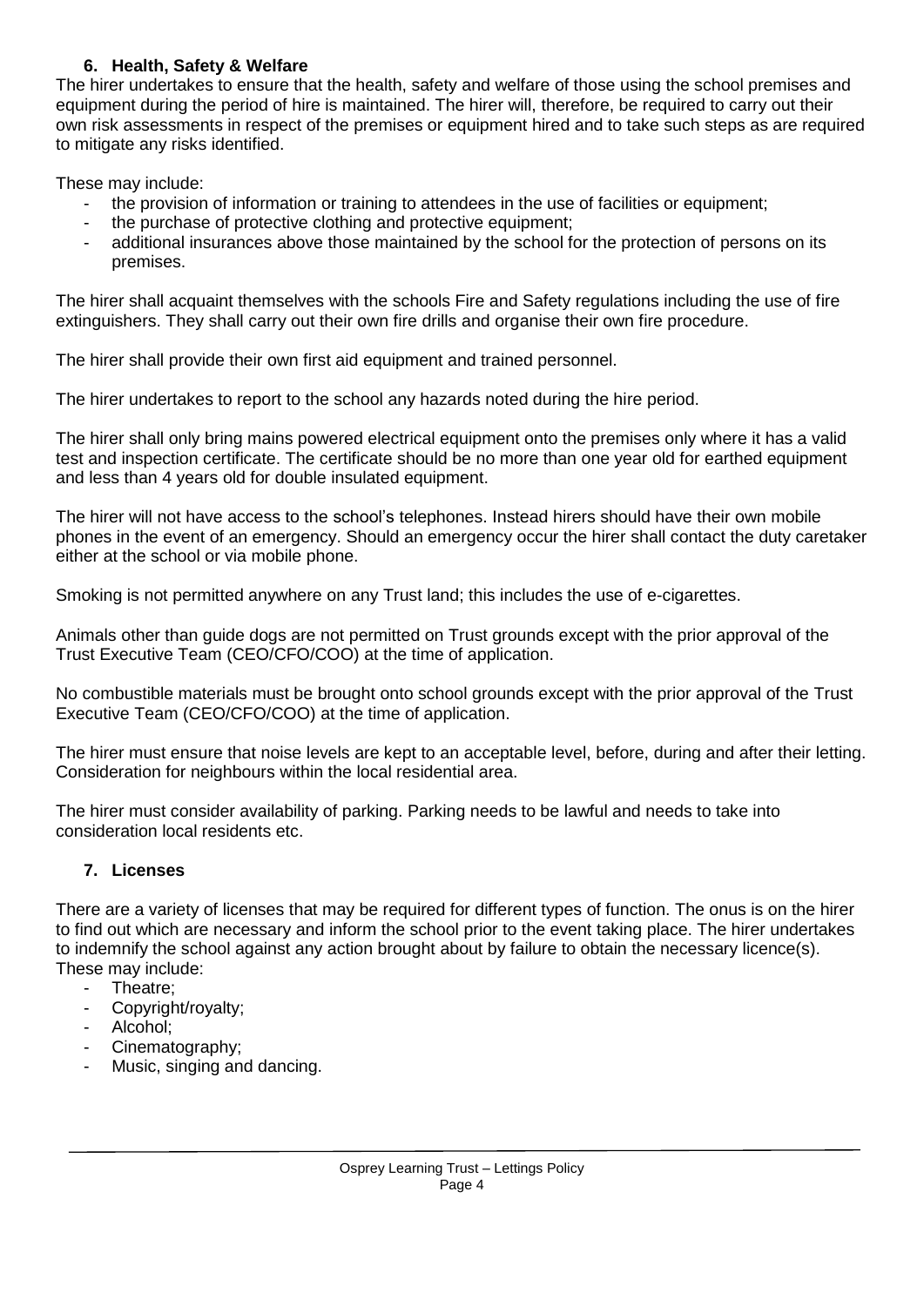## 6. Health, Safety & Welfare

The hirer undertakes to ensure that the health, safety and welfare of those using the school premises and equipment during the period of hire is maintained. The hirer will, therefore, be required to carry out their own risk assessments in respect of the premises or equipment hired and to take such steps as are required to mitigate any risks identified.

These may include:

- the provision of information or training to attendees in the use of facilities or equipment;
- the purchase of protective clothing and protective equipment;
- additional insurances above those maintained by the school for the protection of persons on its premises.

The hirer shall acquaint themselves with the schools Fire and Safety regulations including the use of fire extinguishers. They shall carry out their own fire drills and organise their own fire procedure.

The hirer shall provide their own first aid equipment and trained personnel.

The hirer undertakes to report to the school any hazards noted during the hire period.

The hirer shall only bring mains powered electrical equipment onto the premises only where it has a valid test and inspection certificate. The certificate should be no more than one year old for earthed equipment and less than 4 years old for double insulated equipment.

The hirer will not have access to the school's telephones. Instead hirers should have their own mobile phones in the event of an emergency. Should an emergency occur the hirer shall contact the duty caretaker either at the school or via mobile phone.

Smoking is not permitted anywhere on any Trust land; this includes the use of e-cigarettes.

Animals other than guide dogs are not permitted on Trust grounds except with the prior approval of the Trust Executive Team (CEO/CFO/COO) at the time of application.

No combustible materials must be brought onto school grounds except with the prior approval of the Trust Executive Team (CEO/CFO/COO) at the time of application.

The hirer must ensure that noise levels are kept to an acceptable level, before, during and after their letting. Consideration for neighbours within the local residential area.

The hirer must consider availability of parking. Parking needs to be lawful and needs to take into consideration local residents etc.

## 7. Licenses

There are a variety of licenses that may be required for different types of function. The onus is on the hirer to find out which are necessary and inform the school prior to the event taking place. The hirer undertakes to indemnify the school against any action brought about by failure to obtain the necessary licence(s). These may include:

- Theatre;
- Copyright/royalty;
- Alcohol;
- Cinematography;
- Music, singing and dancing.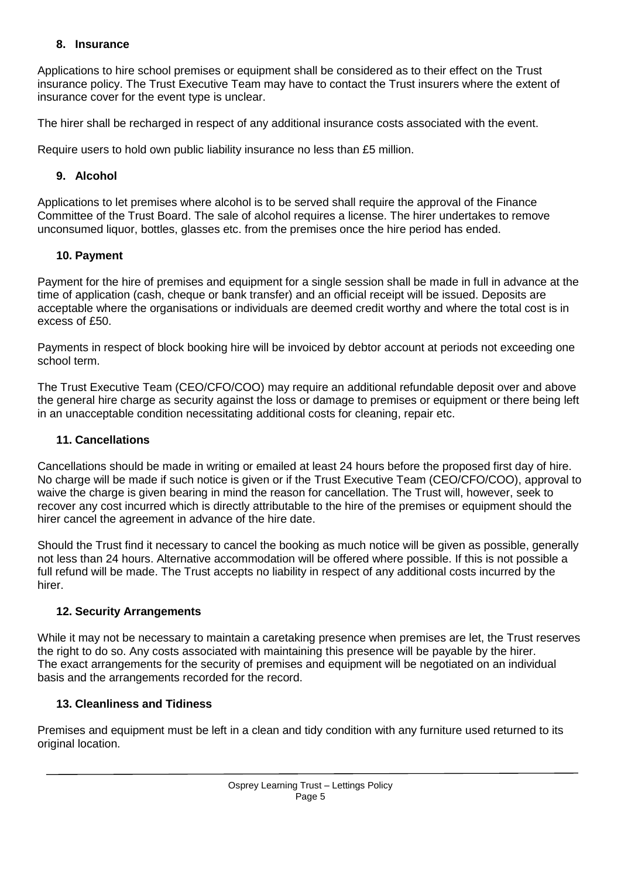## 8. Insurance

Applications to hire school premises or equipment shall be considered as to their effect on the Trust insurance policy. The Trust Executive Team may have to contact the Trust insurers where the extent of insurance cover for the event type is unclear.

The hirer shall be recharged in respect of any additional insurance costs associated with the event.

Require users to hold own public liability insurance no less than £5 million.

## 9. Alcohol

Applications to let premises where alcohol is to be served shall require the approval of the Finance Committee of the Trust Board. The sale of alcohol requires a license. The hirer undertakes to remove unconsumed liquor, bottles, glasses etc. from the premises once the hire period has ended.

## 10. Payment

Payment for the hire of premises and equipment for a single session shall be made in full in advance at the time of application (cash, cheque or bank transfer) and an official receipt will be issued. Deposits are acceptable where the organisations or individuals are deemed credit worthy and where the total cost is in excess of £50.

Payments in respect of block booking hire will be invoiced by debtor account at periods not exceeding one school term.

The Trust Executive Team (CEO/CFO/COO) may require an additional refundable deposit over and above the general hire charge as security against the loss or damage to premises or equipment or there being left in an unacceptable condition necessitating additional costs for cleaning, repair etc.

## 11. Cancellations

Cancellations should be made in writing or emailed at least 24 hours before the proposed first day of hire. No charge will be made if such notice is given or if the Trust Executive Team (CEO/CFO/COO), approval to waive the charge is given bearing in mind the reason for cancellation. The Trust will, however, seek to recover any cost incurred which is directly attributable to the hire of the premises or equipment should the hirer cancel the agreement in advance of the hire date.

Should the Trust find it necessary to cancel the booking as much notice will be given as possible, generally not less than 24 hours. Alternative accommodation will be offered where possible. If this is not possible a full refund will be made. The Trust accepts no liability in respect of any additional costs incurred by the hirer.

## 12. Security Arrangements

While it may not be necessary to maintain a caretaking presence when premises are let, the Trust reserves the right to do so. Any costs associated with maintaining this presence will be payable by the hirer. The exact arrangements for the security of premises and equipment will be negotiated on an individual basis and the arrangements recorded for the record.

## 13. Cleanliness and Tidiness

Premises and equipment must be left in a clean and tidy condition with any furniture used returned to its original location.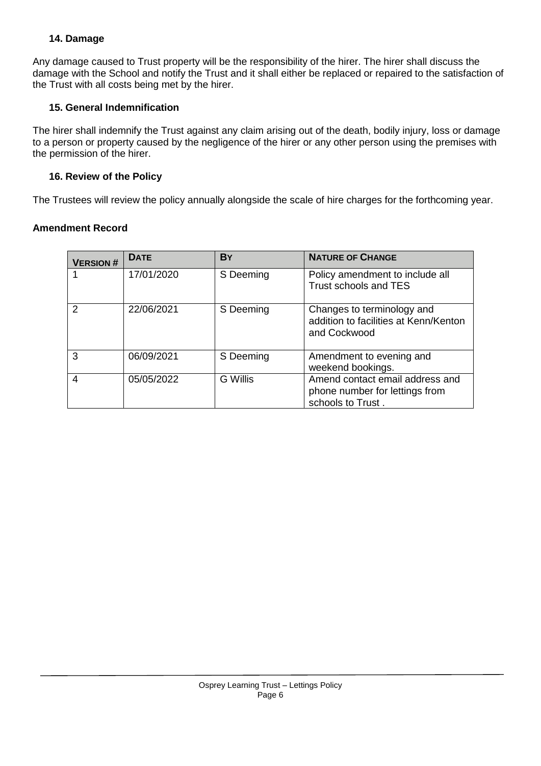### 14. Damage

Any damage caused to Trust property will be the responsibility of the hirer. The hirer shall discuss the damage with the School and notify the Trust and it shall either be replaced or repaired to the satisfaction of the Trust with all costs being met by the hirer.

### 15. General Indemnification

The hirer shall indemnify the Trust against any claim arising out of the death, bodily injury, loss or damage to a person or property caused by the negligence of the hirer or any other person using the premises with the permission of the hirer.

### 16. Review of the Policy

The Trustees will review the policy annually alongside the scale of hire charges for the forthcoming year.

**Amendment Record**

| VERSION # | DATE | BY | NATURE OF CHANGE |
|---|---|---|---|
| 1 | 17/01/2020 | S Deeming | Policy amendment to include all Trust schools and TES |
| 2 | 22/06/2021 | S Deeming | Changes to terminology and addition to facilities at Kenn/Kenton and Cockwood |
| 3 | 06/09/2021 | S Deeming | Amendment to evening and weekend bookings. |
| 4 | 05/05/2022 | G Willis | Amend contact email address and phone number for lettings from schools to Trust . |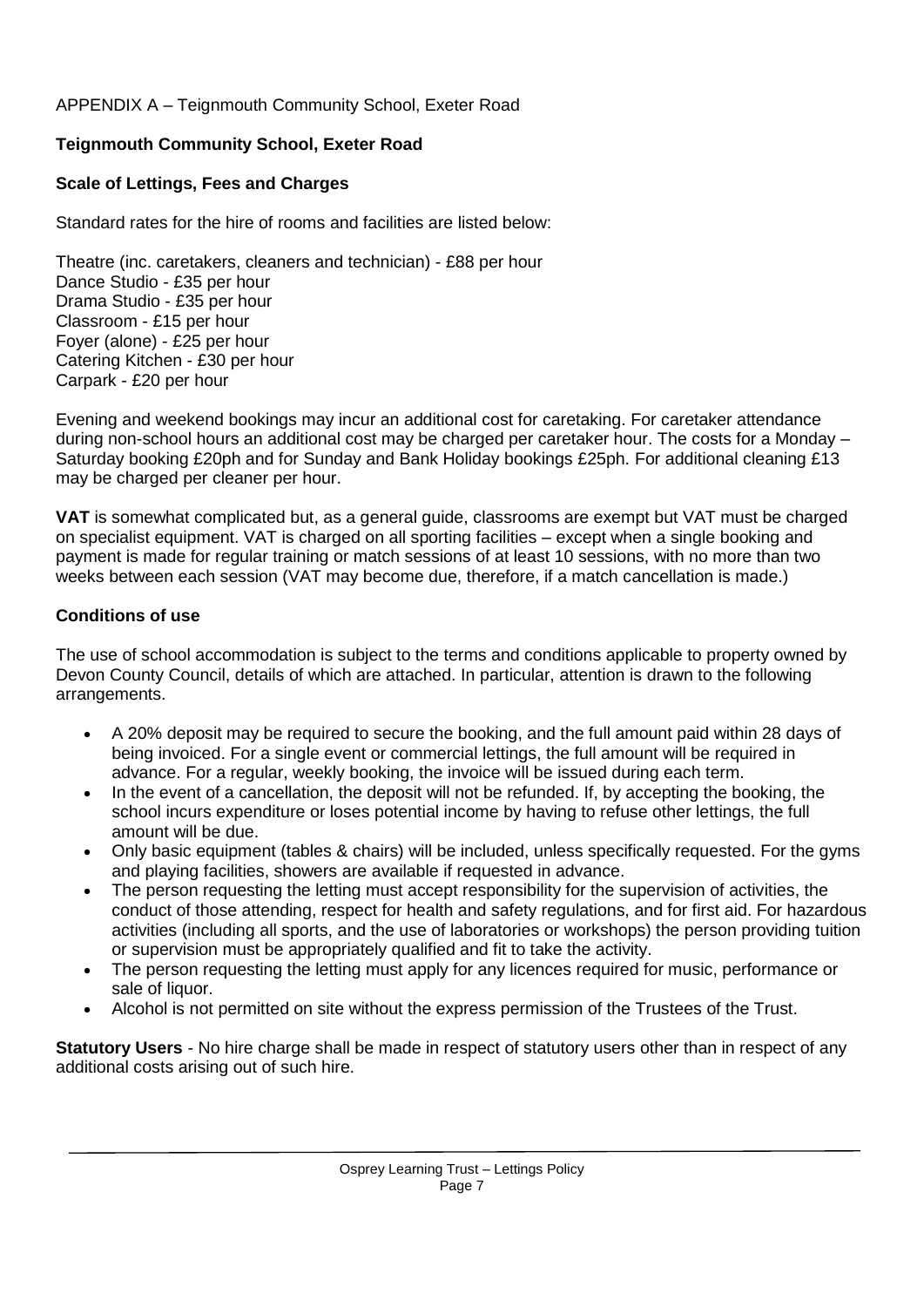APPENDIX A – Teignmouth Community School, Exeter Road

## Teignmouth Community School, Exeter Road

### Scale of Lettings, Fees and Charges

Standard rates for the hire of rooms and facilities are listed below:

Theatre (inc. caretakers, cleaners and technician) - £88 per hour
Dance Studio - £35 per hour
Drama Studio - £35 per hour
Classroom - £15 per hour
Foyer (alone) - £25 per hour
Catering Kitchen - £30 per hour
Carpark - £20 per hour

Evening and weekend bookings may incur an additional cost for caretaking. For caretaker attendance during non-school hours an additional cost may be charged per caretaker hour. The costs for a Monday – Saturday booking £20ph and for Sunday and Bank Holiday bookings £25ph. For additional cleaning £13 may be charged per cleaner per hour.

**VAT** is somewhat complicated but, as a general guide, classrooms are exempt but VAT must be charged on specialist equipment. VAT is charged on all sporting facilities – except when a single booking and payment is made for regular training or match sessions of at least 10 sessions, with no more than two weeks between each session (VAT may become due, therefore, if a match cancellation is made.)

### Conditions of use

The use of school accommodation is subject to the terms and conditions applicable to property owned by Devon County Council, details of which are attached. In particular, attention is drawn to the following arrangements.

- A 20% deposit may be required to secure the booking, and the full amount paid within 28 days of being invoiced. For a single event or commercial lettings, the full amount will be required in advance. For a regular, weekly booking, the invoice will be issued during each term.
- In the event of a cancellation, the deposit will not be refunded. If, by accepting the booking, the school incurs expenditure or loses potential income by having to refuse other lettings, the full amount will be due.
- Only basic equipment (tables & chairs) will be included, unless specifically requested. For the gyms and playing facilities, showers are available if requested in advance.
- The person requesting the letting must accept responsibility for the supervision of activities, the conduct of those attending, respect for health and safety regulations, and for first aid. For hazardous activities (including all sports, and the use of laboratories or workshops) the person providing tuition or supervision must be appropriately qualified and fit to take the activity.
- The person requesting the letting must apply for any licences required for music, performance or sale of liquor.
- Alcohol is not permitted on site without the express permission of the Trustees of the Trust.

**Statutory Users** - No hire charge shall be made in respect of statutory users other than in respect of any additional costs arising out of such hire.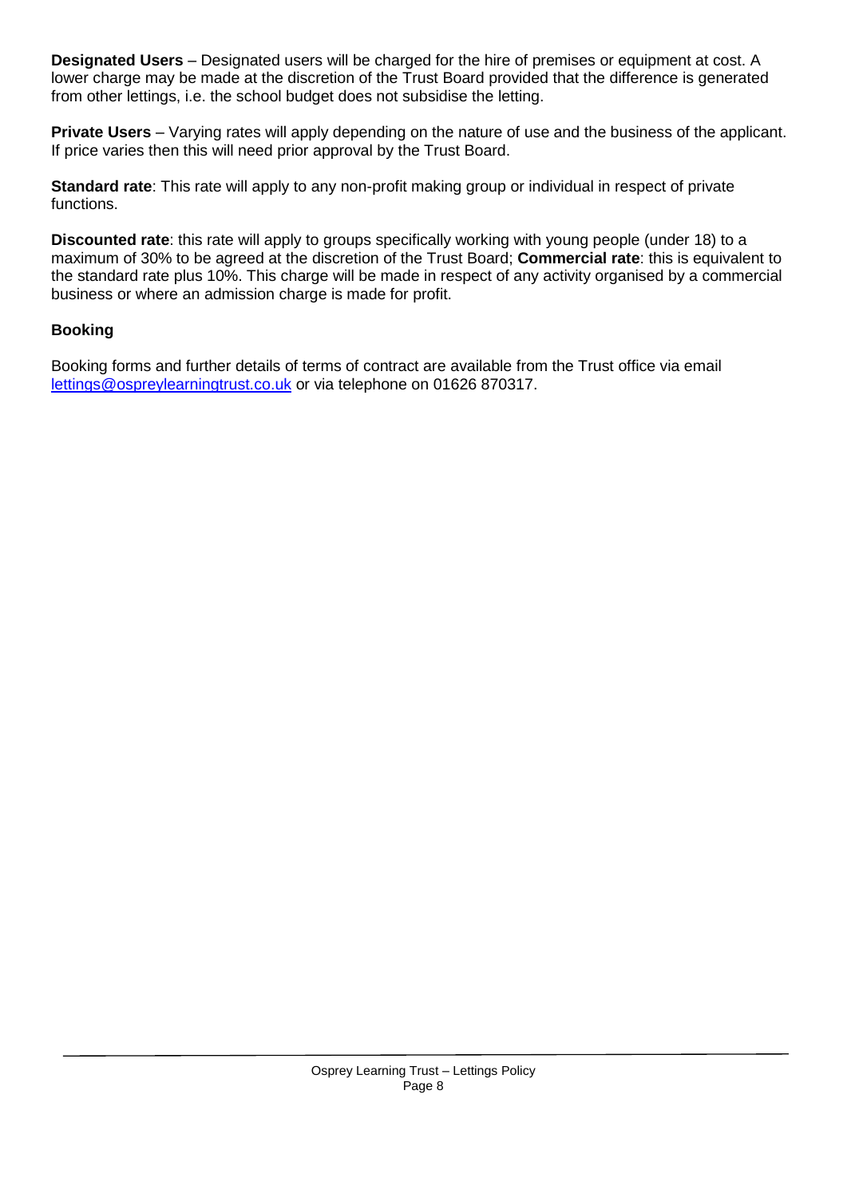**Designated Users** – Designated users will be charged for the hire of premises or equipment at cost. A lower charge may be made at the discretion of the Trust Board provided that the difference is generated from other lettings, i.e. the school budget does not subsidise the letting.

**Private Users** – Varying rates will apply depending on the nature of use and the business of the applicant. If price varies then this will need prior approval by the Trust Board.

**Standard rate**: This rate will apply to any non-profit making group or individual in respect of private functions.

**Discounted rate**: this rate will apply to groups specifically working with young people (under 18) to a maximum of 30% to be agreed at the discretion of the Trust Board; **Commercial rate**: this is equivalent to the standard rate plus 10%. This charge will be made in respect of any activity organised by a commercial business or where an admission charge is made for profit.

### Booking

Booking forms and further details of terms of contract are available from the Trust office via email [lettings@ospreylearningtrust.co.uk](mailto:lettings@ospreylearningtrust.co.uk) or via telephone on 01626 870317.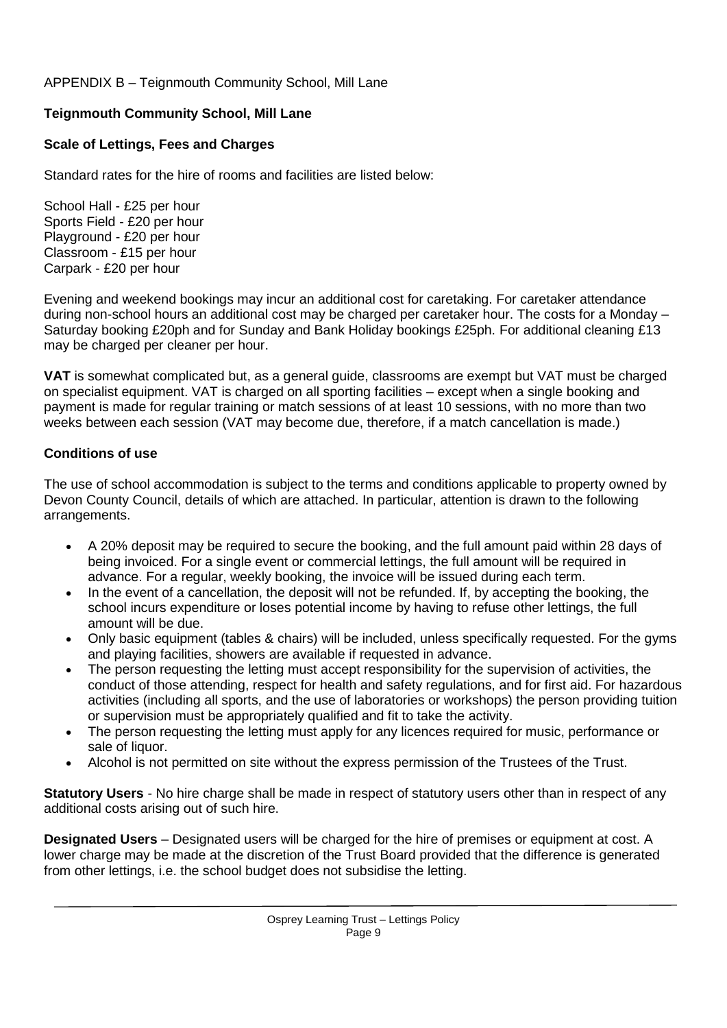APPENDIX B – Teignmouth Community School, Mill Lane

**Teignmouth Community School, Mill Lane**

**Scale of Lettings, Fees and Charges**

Standard rates for the hire of rooms and facilities are listed below:

School Hall - £25 per hour
Sports Field - £20 per hour
Playground - £20 per hour
Classroom - £15 per hour
Carpark - £20 per hour

Evening and weekend bookings may incur an additional cost for caretaking. For caretaker attendance during non-school hours an additional cost may be charged per caretaker hour. The costs for a Monday – Saturday booking £20ph and for Sunday and Bank Holiday bookings £25ph. For additional cleaning £13 may be charged per cleaner per hour.

**VAT** is somewhat complicated but, as a general guide, classrooms are exempt but VAT must be charged on specialist equipment. VAT is charged on all sporting facilities – except when a single booking and payment is made for regular training or match sessions of at least 10 sessions, with no more than two weeks between each session (VAT may become due, therefore, if a match cancellation is made.)

**Conditions of use**

The use of school accommodation is subject to the terms and conditions applicable to property owned by Devon County Council, details of which are attached. In particular, attention is drawn to the following arrangements.

- A 20% deposit may be required to secure the booking, and the full amount paid within 28 days of being invoiced. For a single event or commercial lettings, the full amount will be required in advance. For a regular, weekly booking, the invoice will be issued during each term.
- In the event of a cancellation, the deposit will not be refunded. If, by accepting the booking, the school incurs expenditure or loses potential income by having to refuse other lettings, the full amount will be due.
- Only basic equipment (tables & chairs) will be included, unless specifically requested. For the gyms and playing facilities, showers are available if requested in advance.
- The person requesting the letting must accept responsibility for the supervision of activities, the conduct of those attending, respect for health and safety regulations, and for first aid. For hazardous activities (including all sports, and the use of laboratories or workshops) the person providing tuition or supervision must be appropriately qualified and fit to take the activity.
- The person requesting the letting must apply for any licences required for music, performance or sale of liquor.
- Alcohol is not permitted on site without the express permission of the Trustees of the Trust.

**Statutory Users** - No hire charge shall be made in respect of statutory users other than in respect of any additional costs arising out of such hire.

**Designated Users** – Designated users will be charged for the hire of premises or equipment at cost. A lower charge may be made at the discretion of the Trust Board provided that the difference is generated from other lettings, i.e. the school budget does not subsidise the letting.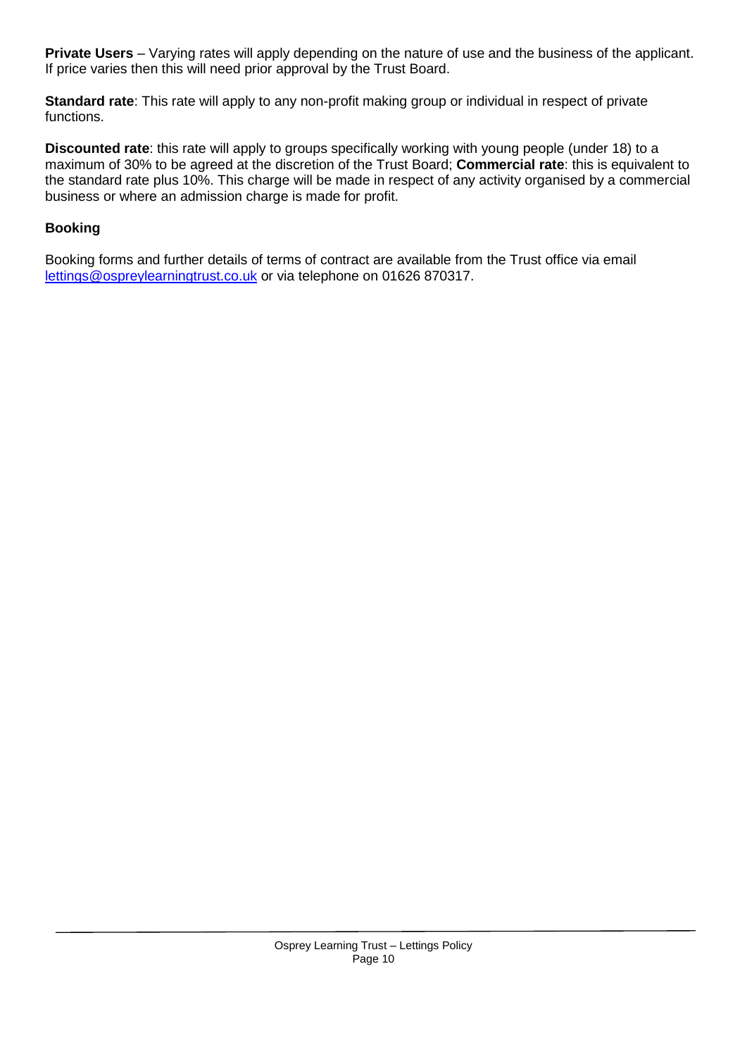**Private Users** – Varying rates will apply depending on the nature of use and the business of the applicant. If price varies then this will need prior approval by the Trust Board.

**Standard rate**: This rate will apply to any non-profit making group or individual in respect of private functions.

**Discounted rate**: this rate will apply to groups specifically working with young people (under 18) to a maximum of 30% to be agreed at the discretion of the Trust Board; **Commercial rate**: this is equivalent to the standard rate plus 10%. This charge will be made in respect of any activity organised by a commercial business or where an admission charge is made for profit.

### Booking

Booking forms and further details of terms of contract are available from the Trust office via email [lettings@ospreylearningtrust.co.uk](mailto:lettings@ospreylearningtrust.co.uk) or via telephone on 01626 870317.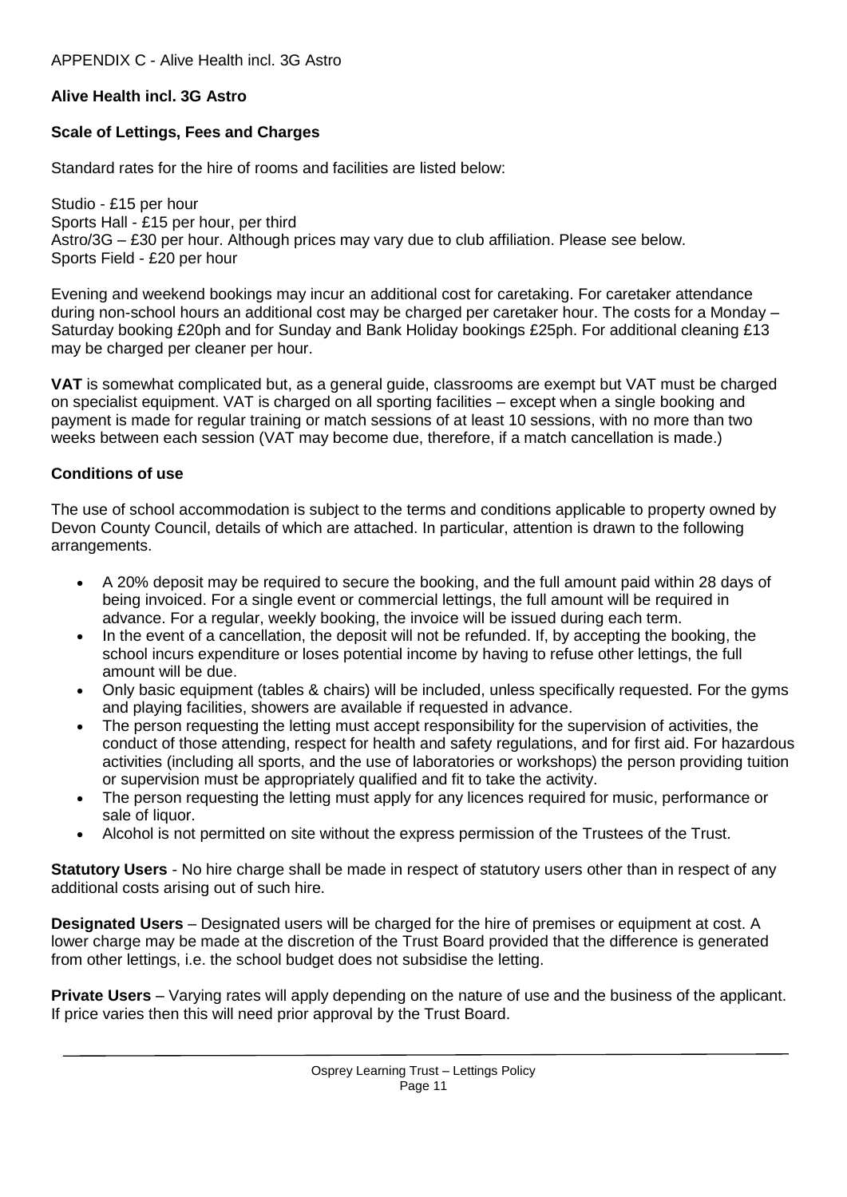APPENDIX C - Alive Health incl. 3G Astro

**Alive Health incl. 3G Astro**

**Scale of Lettings, Fees and Charges**

Standard rates for the hire of rooms and facilities are listed below:

Studio - £15 per hour
Sports Hall - £15 per hour, per third
Astro/3G – £30 per hour. Although prices may vary due to club affiliation. Please see below.
Sports Field - £20 per hour

Evening and weekend bookings may incur an additional cost for caretaking. For caretaker attendance during non-school hours an additional cost may be charged per caretaker hour. The costs for a Monday – Saturday booking £20ph and for Sunday and Bank Holiday bookings £25ph. For additional cleaning £13 may be charged per cleaner per hour.

**VAT** is somewhat complicated but, as a general guide, classrooms are exempt but VAT must be charged on specialist equipment. VAT is charged on all sporting facilities – except when a single booking and payment is made for regular training or match sessions of at least 10 sessions, with no more than two weeks between each session (VAT may become due, therefore, if a match cancellation is made.)

**Conditions of use**

The use of school accommodation is subject to the terms and conditions applicable to property owned by Devon County Council, details of which are attached. In particular, attention is drawn to the following arrangements.

- A 20% deposit may be required to secure the booking, and the full amount paid within 28 days of being invoiced. For a single event or commercial lettings, the full amount will be required in advance. For a regular, weekly booking, the invoice will be issued during each term.
- In the event of a cancellation, the deposit will not be refunded. If, by accepting the booking, the school incurs expenditure or loses potential income by having to refuse other lettings, the full amount will be due.
- Only basic equipment (tables & chairs) will be included, unless specifically requested. For the gyms and playing facilities, showers are available if requested in advance.
- The person requesting the letting must accept responsibility for the supervision of activities, the conduct of those attending, respect for health and safety regulations, and for first aid. For hazardous activities (including all sports, and the use of laboratories or workshops) the person providing tuition or supervision must be appropriately qualified and fit to take the activity.
- The person requesting the letting must apply for any licences required for music, performance or sale of liquor.
- Alcohol is not permitted on site without the express permission of the Trustees of the Trust.

**Statutory Users** - No hire charge shall be made in respect of statutory users other than in respect of any additional costs arising out of such hire.

**Designated Users** – Designated users will be charged for the hire of premises or equipment at cost. A lower charge may be made at the discretion of the Trust Board provided that the difference is generated from other lettings, i.e. the school budget does not subsidise the letting.

**Private Users** – Varying rates will apply depending on the nature of use and the business of the applicant. If price varies then this will need prior approval by the Trust Board.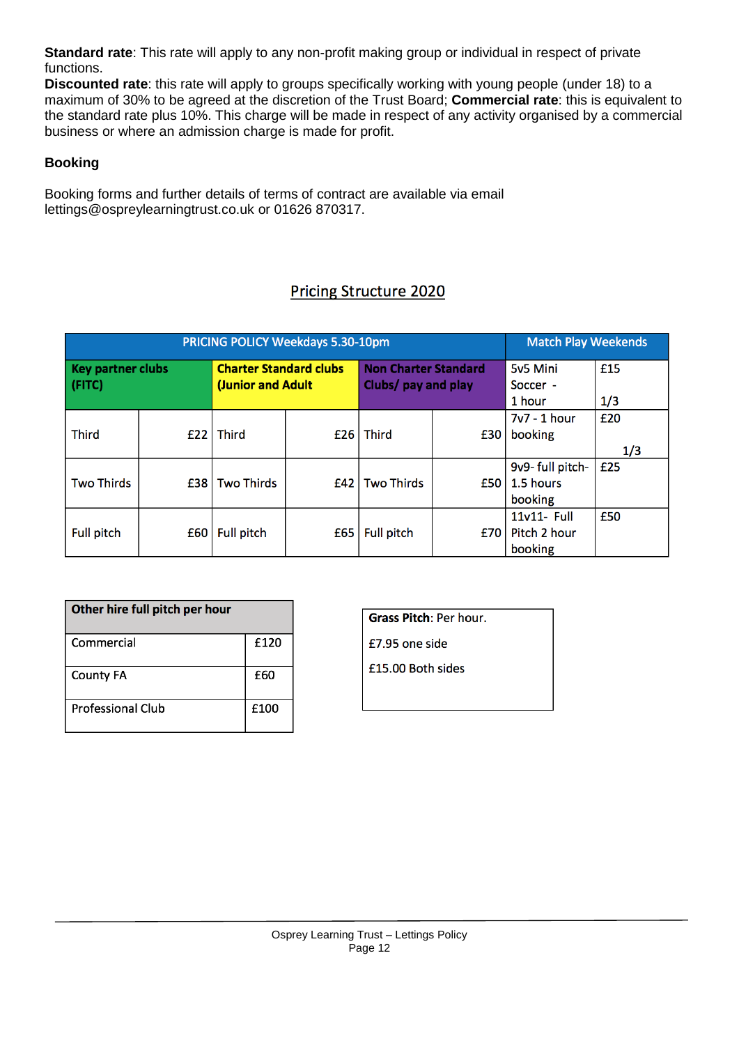**Standard rate**: This rate will apply to any non-profit making group or individual in respect of private functions.
**Discounted rate**: this rate will apply to groups specifically working with young people (under 18) to a maximum of 30% to be agreed at the discretion of the Trust Board; **Commercial rate**: this is equivalent to the standard rate plus 10%. This charge will be made in respect of any activity organised by a commercial business or where an admission charge is made for profit.

**Booking**

Booking forms and further details of terms of contract are available via email lettings@ospreylearningtrust.co.uk or 01626 870317.

## Pricing Structure 2020

| PRICING POLICY Weekdays 5.30-10pm | | | | | | Match Play Weekends | |
|---|---|---|---|---|---|---|---|
| **Key partner clubs (FITC)** | | **Charter Standard clubs (Junior and Adult** | | **Non Charter Standard Clubs/ pay and play** | | 5v5 Mini Soccer - 1 hour | £15 1/3 |
| Third | £22 | Third | £26 | Third | £30 | 7v7 - 1 hour booking | £20 1/3 |
| Two Thirds | £38 | Two Thirds | £42 | Two Thirds | £50 | 9v9- full pitch- 1.5 hours booking | £25 |
| Full pitch | £60 | Full pitch | £65 | Full pitch | £70 | 11v11- Full Pitch 2 hour booking | £50 |

| Other hire full pitch per hour | |
|---|---|
| Commercial | £120 |
| County FA | £60 |
| Professional Club | £100 |

**Grass Pitch**: Per hour.

£7.95 one side

£15.00 Both sides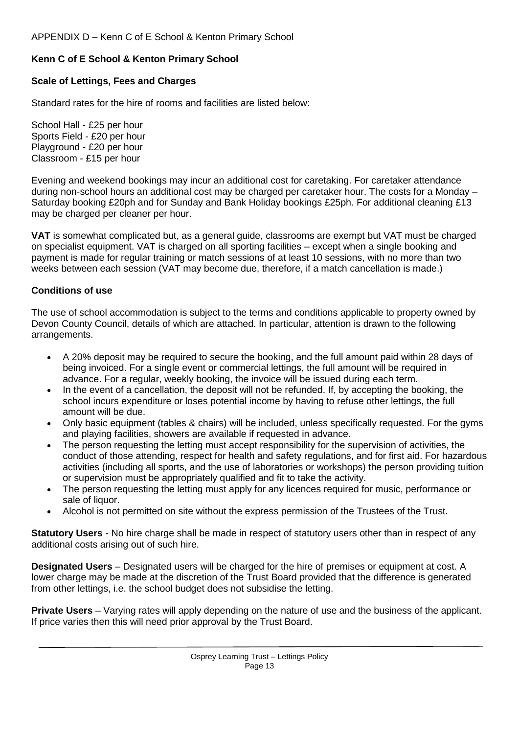APPENDIX D – Kenn C of E School & Kenton Primary School

**Kenn C of E School & Kenton Primary School**

**Scale of Lettings, Fees and Charges**

Standard rates for the hire of rooms and facilities are listed below:

School Hall - £25 per hour
Sports Field - £20 per hour
Playground - £20 per hour
Classroom - £15 per hour

Evening and weekend bookings may incur an additional cost for caretaking. For caretaker attendance during non-school hours an additional cost may be charged per caretaker hour. The costs for a Monday – Saturday booking £20ph and for Sunday and Bank Holiday bookings £25ph. For additional cleaning £13 may be charged per cleaner per hour.

**VAT** is somewhat complicated but, as a general guide, classrooms are exempt but VAT must be charged on specialist equipment. VAT is charged on all sporting facilities – except when a single booking and payment is made for regular training or match sessions of at least 10 sessions, with no more than two weeks between each session (VAT may become due, therefore, if a match cancellation is made.)

**Conditions of use**

The use of school accommodation is subject to the terms and conditions applicable to property owned by Devon County Council, details of which are attached. In particular, attention is drawn to the following arrangements.

- A 20% deposit may be required to secure the booking, and the full amount paid within 28 days of being invoiced. For a single event or commercial lettings, the full amount will be required in advance. For a regular, weekly booking, the invoice will be issued during each term.
- In the event of a cancellation, the deposit will not be refunded. If, by accepting the booking, the school incurs expenditure or loses potential income by having to refuse other lettings, the full amount will be due.
- Only basic equipment (tables & chairs) will be included, unless specifically requested. For the gyms and playing facilities, showers are available if requested in advance.
- The person requesting the letting must accept responsibility for the supervision of activities, the conduct of those attending, respect for health and safety regulations, and for first aid. For hazardous activities (including all sports, and the use of laboratories or workshops) the person providing tuition or supervision must be appropriately qualified and fit to take the activity.
- The person requesting the letting must apply for any licences required for music, performance or sale of liquor.
- Alcohol is not permitted on site without the express permission of the Trustees of the Trust.

**Statutory Users** - No hire charge shall be made in respect of statutory users other than in respect of any additional costs arising out of such hire.

**Designated Users** – Designated users will be charged for the hire of premises or equipment at cost. A lower charge may be made at the discretion of the Trust Board provided that the difference is generated from other lettings, i.e. the school budget does not subsidise the letting.

**Private Users** – Varying rates will apply depending on the nature of use and the business of the applicant. If price varies then this will need prior approval by the Trust Board.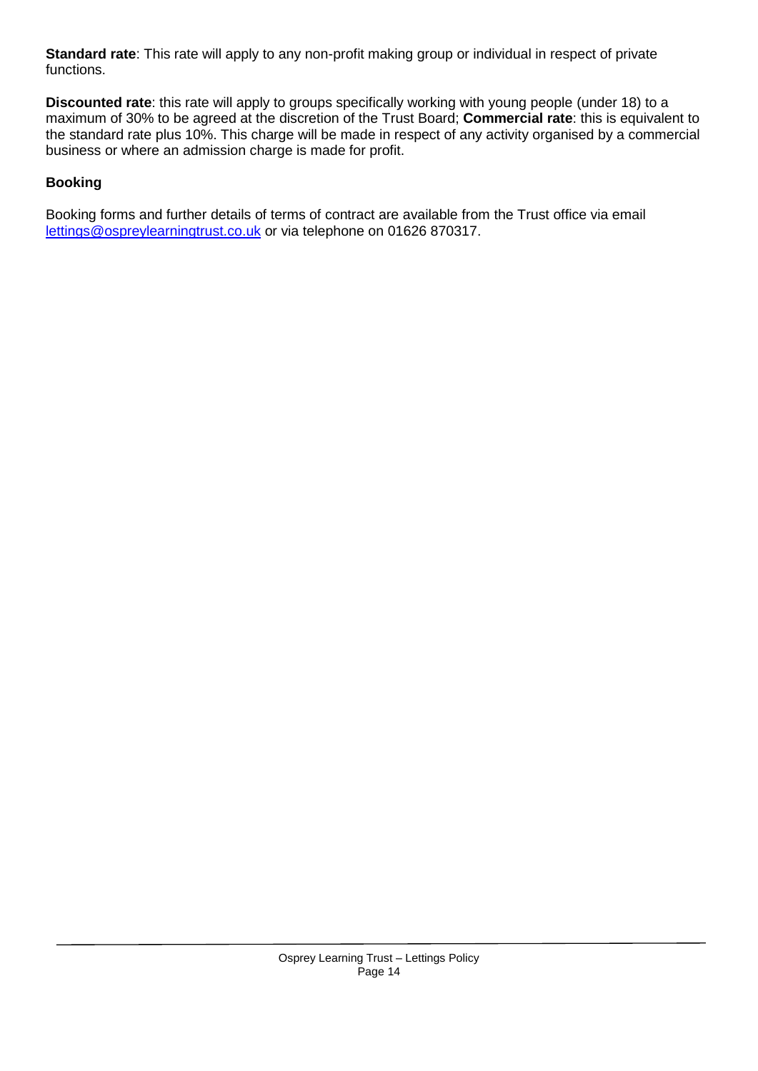**Standard rate**: This rate will apply to any non-profit making group or individual in respect of private functions.

**Discounted rate**: this rate will apply to groups specifically working with young people (under 18) to a maximum of 30% to be agreed at the discretion of the Trust Board; **Commercial rate**: this is equivalent to the standard rate plus 10%. This charge will be made in respect of any activity organised by a commercial business or where an admission charge is made for profit.

### Booking

Booking forms and further details of terms of contract are available from the Trust office via email lettings@ospreylearningtrust.co.uk or via telephone on 01626 870317.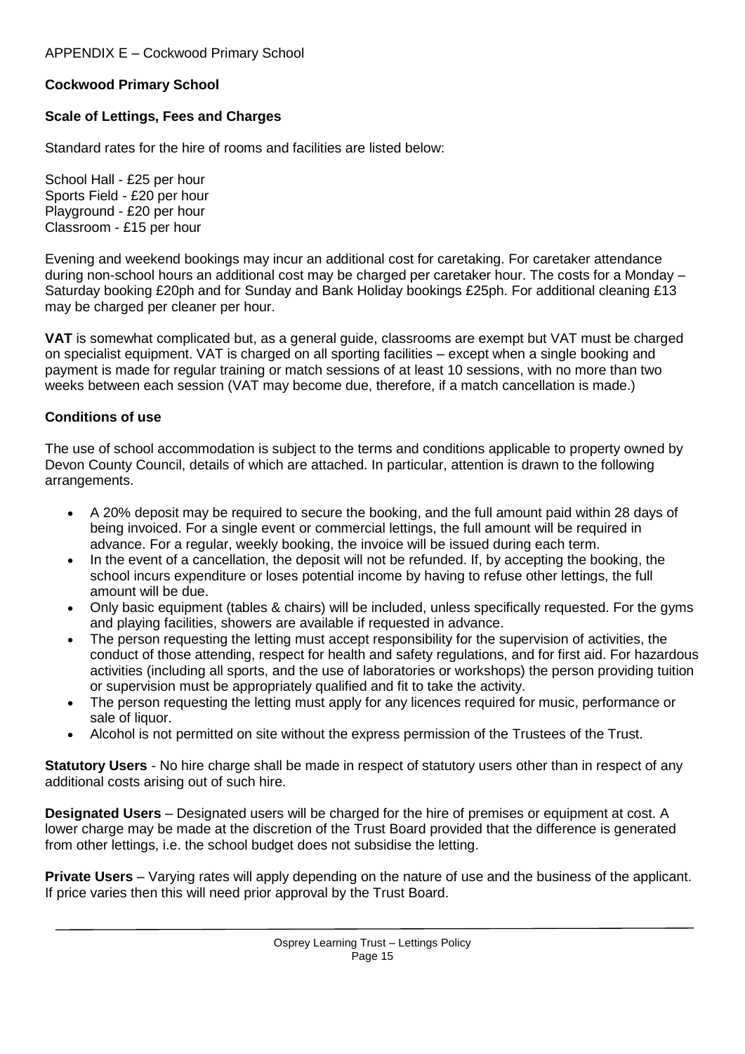APPENDIX E – Cockwood Primary School

**Cockwood Primary School**

**Scale of Lettings, Fees and Charges**

Standard rates for the hire of rooms and facilities are listed below:

School Hall - £25 per hour
Sports Field - £20 per hour
Playground - £20 per hour
Classroom - £15 per hour

Evening and weekend bookings may incur an additional cost for caretaking. For caretaker attendance during non-school hours an additional cost may be charged per caretaker hour. The costs for a Monday – Saturday booking £20ph and for Sunday and Bank Holiday bookings £25ph. For additional cleaning £13 may be charged per cleaner per hour.

**VAT** is somewhat complicated but, as a general guide, classrooms are exempt but VAT must be charged on specialist equipment. VAT is charged on all sporting facilities – except when a single booking and payment is made for regular training or match sessions of at least 10 sessions, with no more than two weeks between each session (VAT may become due, therefore, if a match cancellation is made.)

**Conditions of use**

The use of school accommodation is subject to the terms and conditions applicable to property owned by Devon County Council, details of which are attached. In particular, attention is drawn to the following arrangements.

- A 20% deposit may be required to secure the booking, and the full amount paid within 28 days of being invoiced. For a single event or commercial lettings, the full amount will be required in advance. For a regular, weekly booking, the invoice will be issued during each term.
- In the event of a cancellation, the deposit will not be refunded. If, by accepting the booking, the school incurs expenditure or loses potential income by having to refuse other lettings, the full amount will be due.
- Only basic equipment (tables & chairs) will be included, unless specifically requested. For the gyms and playing facilities, showers are available if requested in advance.
- The person requesting the letting must accept responsibility for the supervision of activities, the conduct of those attending, respect for health and safety regulations, and for first aid. For hazardous activities (including all sports, and the use of laboratories or workshops) the person providing tuition or supervision must be appropriately qualified and fit to take the activity.
- The person requesting the letting must apply for any licences required for music, performance or sale of liquor.
- Alcohol is not permitted on site without the express permission of the Trustees of the Trust.

**Statutory Users** - No hire charge shall be made in respect of statutory users other than in respect of any additional costs arising out of such hire.

**Designated Users** – Designated users will be charged for the hire of premises or equipment at cost. A lower charge may be made at the discretion of the Trust Board provided that the difference is generated from other lettings, i.e. the school budget does not subsidise the letting.

**Private Users** – Varying rates will apply depending on the nature of use and the business of the applicant. If price varies then this will need prior approval by the Trust Board.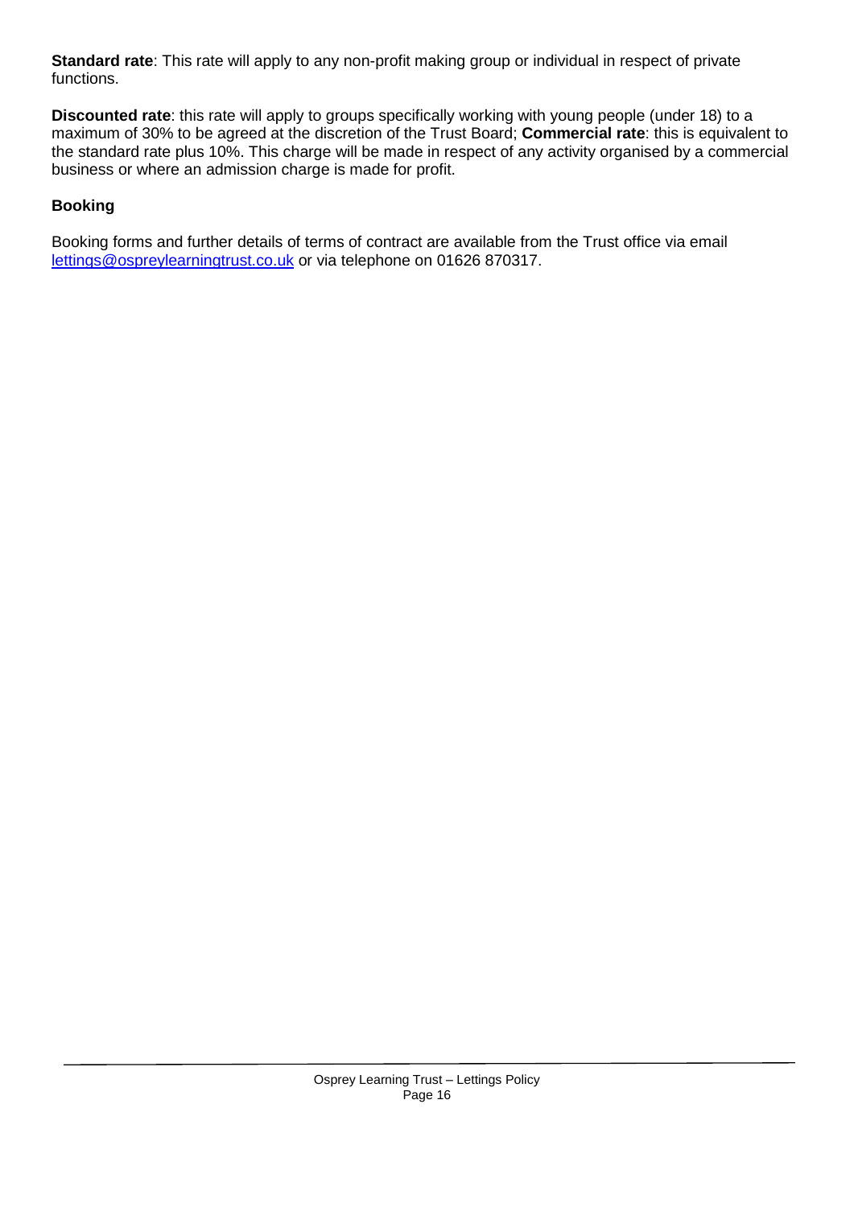**Standard rate**: This rate will apply to any non-profit making group or individual in respect of private functions.

**Discounted rate**: this rate will apply to groups specifically working with young people (under 18) to a maximum of 30% to be agreed at the discretion of the Trust Board; **Commercial rate**: this is equivalent to the standard rate plus 10%. This charge will be made in respect of any activity organised by a commercial business or where an admission charge is made for profit.

### Booking

Booking forms and further details of terms of contract are available from the Trust office via email lettings@ospreylearningtrust.co.uk or via telephone on 01626 870317.